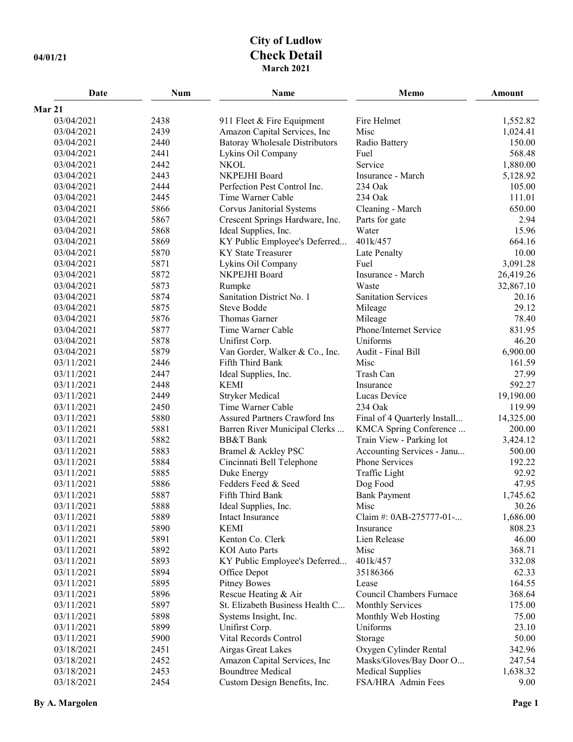# City of Ludlow
## Check Detail
**March 2021**

04/01/21

| Date | Num | Name | Memo | Amount |
|---|---|---|---|---|
| **Mar 21** | | | | |
| 03/04/2021 | 2438 | 911 Fleet & Fire Equipment | Fire Helmet | 1,552.82 |
| 03/04/2021 | 2439 | Amazon Capital Services, Inc | Misc | 1,024.41 |
| 03/04/2021 | 2440 | Batoray Wholesale Distributors | Radio Battery | 150.00 |
| 03/04/2021 | 2441 | Lykins Oil Company | Fuel | 568.48 |
| 03/04/2021 | 2442 | NKOL | Service | 1,880.00 |
| 03/04/2021 | 2443 | NKPEJHI Board | Insurance - March | 5,128.92 |
| 03/04/2021 | 2444 | Perfection Pest Control Inc. | 234 Oak | 105.00 |
| 03/04/2021 | 2445 | Time Warner Cable | 234 Oak | 111.01 |
| 03/04/2021 | 5866 | Corvus Janitorial Systems | Cleaning - March | 650.00 |
| 03/04/2021 | 5867 | Crescent Springs Hardware, Inc. | Parts for gate | 2.94 |
| 03/04/2021 | 5868 | Ideal Supplies, Inc. | Water | 15.96 |
| 03/04/2021 | 5869 | KY Public Employee's Deferred... | 401k/457 | 664.16 |
| 03/04/2021 | 5870 | KY State Treasurer | Late Penalty | 10.00 |
| 03/04/2021 | 5871 | Lykins Oil Company | Fuel | 3,091.28 |
| 03/04/2021 | 5872 | NKPEJHI Board | Insurance - March | 26,419.26 |
| 03/04/2021 | 5873 | Rumpke | Waste | 32,867.10 |
| 03/04/2021 | 5874 | Sanitation District No. 1 | Sanitation Services | 20.16 |
| 03/04/2021 | 5875 | Steve Bodde | Mileage | 29.12 |
| 03/04/2021 | 5876 | Thomas Garner | Mileage | 78.40 |
| 03/04/2021 | 5877 | Time Warner Cable | Phone/Internet Service | 831.95 |
| 03/04/2021 | 5878 | Unifirst Corp. | Uniforms | 46.20 |
| 03/04/2021 | 5879 | Van Gorder, Walker & Co., Inc. | Audit - Final Bill | 6,900.00 |
| 03/11/2021 | 2446 | Fifth Third Bank | Misc | 161.59 |
| 03/11/2021 | 2447 | Ideal Supplies, Inc. | Trash Can | 27.99 |
| 03/11/2021 | 2448 | KEMI | Insurance | 592.27 |
| 03/11/2021 | 2449 | Stryker Medical | Lucas Device | 19,190.00 |
| 03/11/2021 | 2450 | Time Warner Cable | 234 Oak | 119.99 |
| 03/11/2021 | 5880 | Assured Partners Crawford Ins | Final of 4 Quarterly Install... | 14,325.00 |
| 03/11/2021 | 5881 | Barren River Municipal Clerks ... | KMCA Spring Conference ... | 200.00 |
| 03/11/2021 | 5882 | BB&T Bank | Train View - Parking lot | 3,424.12 |
| 03/11/2021 | 5883 | Bramel & Ackley PSC | Accounting Services - Janu... | 500.00 |
| 03/11/2021 | 5884 | Cincinnati Bell Telephone | Phone Services | 192.22 |
| 03/11/2021 | 5885 | Duke Energy | Traffic Light | 92.92 |
| 03/11/2021 | 5886 | Fedders Feed & Seed | Dog Food | 47.95 |
| 03/11/2021 | 5887 | Fifth Third Bank | Bank Payment | 1,745.62 |
| 03/11/2021 | 5888 | Ideal Supplies, Inc. | Misc | 30.26 |
| 03/11/2021 | 5889 | Intact Insurance | Claim #: 0AB-275777-01-... | 1,686.00 |
| 03/11/2021 | 5890 | KEMI | Insurance | 808.23 |
| 03/11/2021 | 5891 | Kenton Co. Clerk | Lien Release | 46.00 |
| 03/11/2021 | 5892 | KOI Auto Parts | Misc | 368.71 |
| 03/11/2021 | 5893 | KY Public Employee's Deferred... | 401k/457 | 332.08 |
| 03/11/2021 | 5894 | Office Depot | 35186366 | 62.33 |
| 03/11/2021 | 5895 | Pitney Bowes | Lease | 164.55 |
| 03/11/2021 | 5896 | Rescue Heating & Air | Council Chambers Furnace | 368.64 |
| 03/11/2021 | 5897 | St. Elizabeth Business Health C... | Monthly Services | 175.00 |
| 03/11/2021 | 5898 | Systems Insight, Inc. | Monthly Web Hosting | 75.00 |
| 03/11/2021 | 5899 | Unifirst Corp. | Uniforms | 23.10 |
| 03/11/2021 | 5900 | Vital Records Control | Storage | 50.00 |
| 03/18/2021 | 2451 | Airgas Great Lakes | Oxygen Cylinder Rental | 342.96 |
| 03/18/2021 | 2452 | Amazon Capital Services, Inc | Masks/Gloves/Bay Door O... | 247.54 |
| 03/18/2021 | 2453 | Boundtree Medical | Medical Supplies | 1,638.32 |
| 03/18/2021 | 2454 | Custom Design Benefits, Inc. | FSA/HRA Admin Fees | 9.00 |

By A. Margolen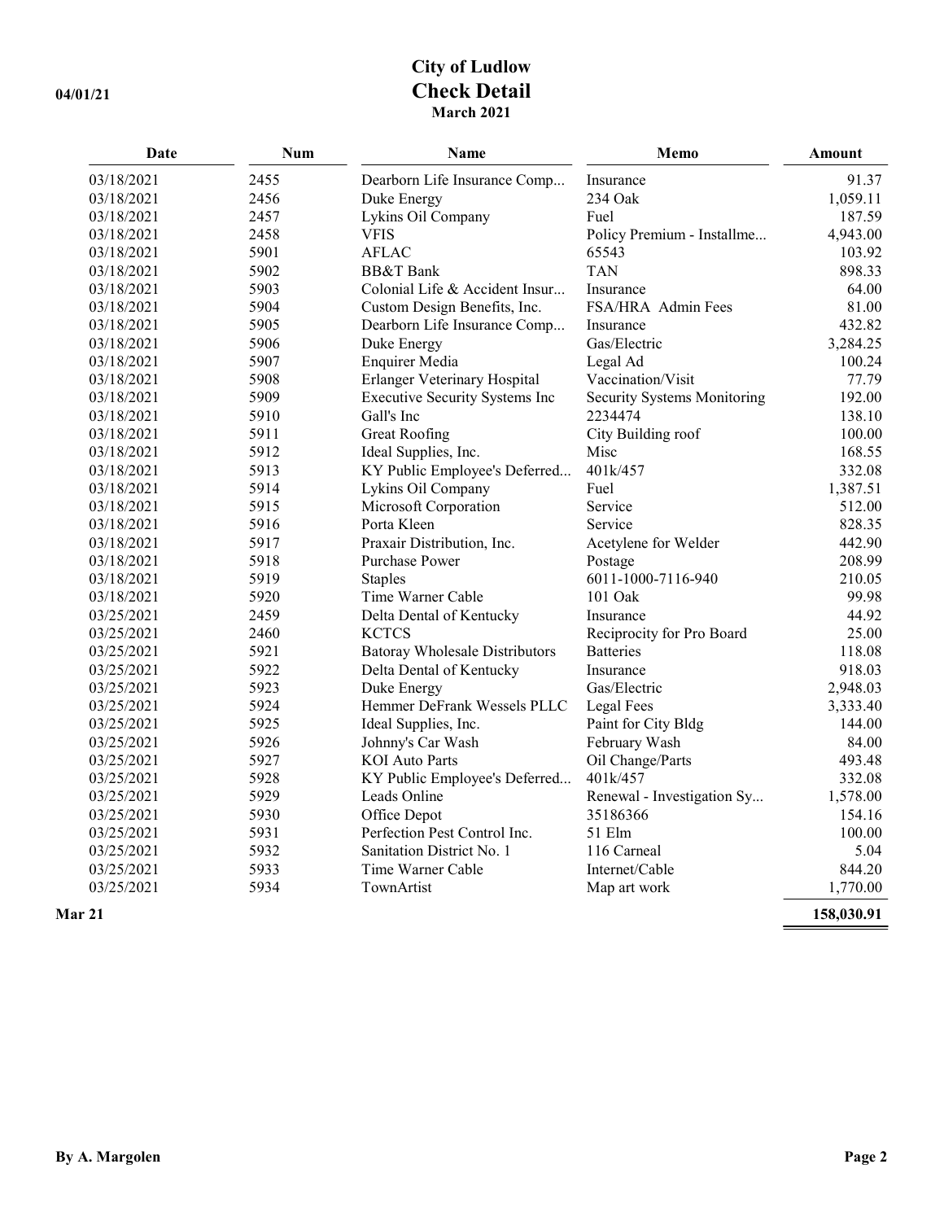# City of Ludlow

## Check Detail

### March 2021

04/01/21

| Date | Num | Name | Memo | Amount |
|---|---|---|---|---|
| 03/18/2021 | 2455 | Dearborn Life Insurance Comp... | Insurance | 91.37 |
| 03/18/2021 | 2456 | Duke Energy | 234 Oak | 1,059.11 |
| 03/18/2021 | 2457 | Lykins Oil Company | Fuel | 187.59 |
| 03/18/2021 | 2458 | VFIS | Policy Premium - Installme... | 4,943.00 |
| 03/18/2021 | 5901 | AFLAC | 65543 | 103.92 |
| 03/18/2021 | 5902 | BB&T Bank | TAN | 898.33 |
| 03/18/2021 | 5903 | Colonial Life & Accident Insur... | Insurance | 64.00 |
| 03/18/2021 | 5904 | Custom Design Benefits, Inc. | FSA/HRA Admin Fees | 81.00 |
| 03/18/2021 | 5905 | Dearborn Life Insurance Comp... | Insurance | 432.82 |
| 03/18/2021 | 5906 | Duke Energy | Gas/Electric | 3,284.25 |
| 03/18/2021 | 5907 | Enquirer Media | Legal Ad | 100.24 |
| 03/18/2021 | 5908 | Erlanger Veterinary Hospital | Vaccination/Visit | 77.79 |
| 03/18/2021 | 5909 | Executive Security Systems Inc | Security Systems Monitoring | 192.00 |
| 03/18/2021 | 5910 | Gall's Inc | 2234474 | 138.10 |
| 03/18/2021 | 5911 | Great Roofing | City Building roof | 100.00 |
| 03/18/2021 | 5912 | Ideal Supplies, Inc. | Misc | 168.55 |
| 03/18/2021 | 5913 | KY Public Employee's Deferred... | 401k/457 | 332.08 |
| 03/18/2021 | 5914 | Lykins Oil Company | Fuel | 1,387.51 |
| 03/18/2021 | 5915 | Microsoft Corporation | Service | 512.00 |
| 03/18/2021 | 5916 | Porta Kleen | Service | 828.35 |
| 03/18/2021 | 5917 | Praxair Distribution, Inc. | Acetylene for Welder | 442.90 |
| 03/18/2021 | 5918 | Purchase Power | Postage | 208.99 |
| 03/18/2021 | 5919 | Staples | 6011-1000-7116-940 | 210.05 |
| 03/18/2021 | 5920 | Time Warner Cable | 101 Oak | 99.98 |
| 03/25/2021 | 2459 | Delta Dental of Kentucky | Insurance | 44.92 |
| 03/25/2021 | 2460 | KCTCS | Reciprocity for Pro Board | 25.00 |
| 03/25/2021 | 5921 | Batoray Wholesale Distributors | Batteries | 118.08 |
| 03/25/2021 | 5922 | Delta Dental of Kentucky | Insurance | 918.03 |
| 03/25/2021 | 5923 | Duke Energy | Gas/Electric | 2,948.03 |
| 03/25/2021 | 5924 | Hemmer DeFrank Wessels PLLC | Legal Fees | 3,333.40 |
| 03/25/2021 | 5925 | Ideal Supplies, Inc. | Paint for City Bldg | 144.00 |
| 03/25/2021 | 5926 | Johnny's Car Wash | February Wash | 84.00 |
| 03/25/2021 | 5927 | KOI Auto Parts | Oil Change/Parts | 493.48 |
| 03/25/2021 | 5928 | KY Public Employee's Deferred... | 401k/457 | 332.08 |
| 03/25/2021 | 5929 | Leads Online | Renewal - Investigation Sy... | 1,578.00 |
| 03/25/2021 | 5930 | Office Depot | 35186366 | 154.16 |
| 03/25/2021 | 5931 | Perfection Pest Control Inc. | 51 Elm | 100.00 |
| 03/25/2021 | 5932 | Sanitation District No. 1 | 116 Carneal | 5.04 |
| 03/25/2021 | 5933 | Time Warner Cable | Internet/Cable | 844.20 |
| 03/25/2021 | 5934 | TownArtist | Map art work | 1,770.00 |
| **Mar 21** | | | | **158,030.91** |

By A. Margolen